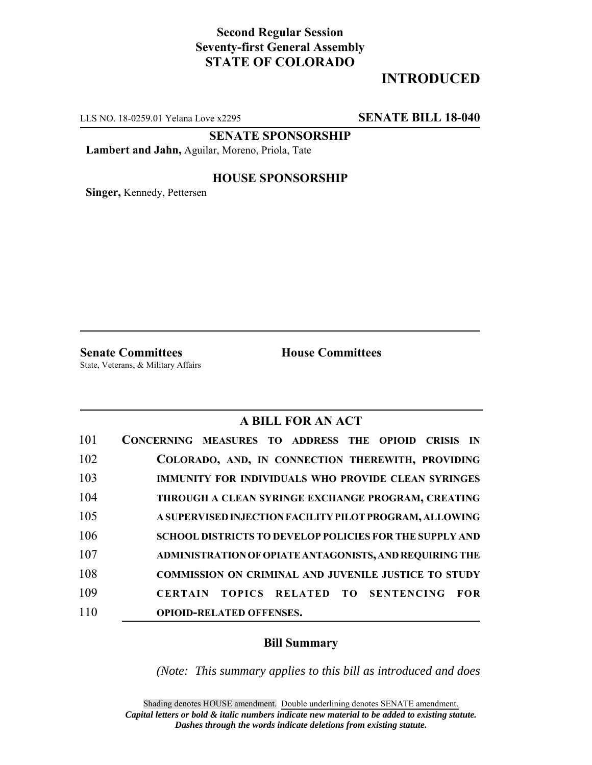**Second Regular Session**
**Seventy-first General Assembly**
**STATE OF COLORADO**

# INTRODUCED

LLS NO. 18-0259.01 Yelana Love x2295 **SENATE BILL 18-040**

**SENATE SPONSORSHIP**

**Lambert and Jahn,** Aguilar, Moreno, Priola, Tate

**HOUSE SPONSORSHIP**

**Singer,** Kennedy, Pettersen

**Senate Committees**
State, Veterans, & Military Affairs

**House Committees**

## A BILL FOR AN ACT

101 **CONCERNING MEASURES TO ADDRESS THE OPIOID CRISIS IN**
102 **COLORADO, AND, IN CONNECTION THEREWITH, PROVIDING**
103 **IMMUNITY FOR INDIVIDUALS WHO PROVIDE CLEAN SYRINGES**
104 **THROUGH A CLEAN SYRINGE EXCHANGE PROGRAM, CREATING**
105 **A SUPERVISED INJECTION FACILITY PILOT PROGRAM, ALLOWING**
106 **SCHOOL DISTRICTS TO DEVELOP POLICIES FOR THE SUPPLY AND**
107 **ADMINISTRATION OF OPIATE ANTAGONISTS, AND REQUIRING THE**
108 **COMMISSION ON CRIMINAL AND JUVENILE JUSTICE TO STUDY**
109 **CERTAIN TOPICS RELATED TO SENTENCING FOR**
110 **OPIOID-RELATED OFFENSES.**

### Bill Summary

*(Note: This summary applies to this bill as introduced and does*

Shading denotes HOUSE amendment. Double underlining denotes SENATE amendment.
***Capital letters or bold & italic numbers indicate new material to be added to existing statute.***
***Dashes through the words indicate deletions from existing statute.***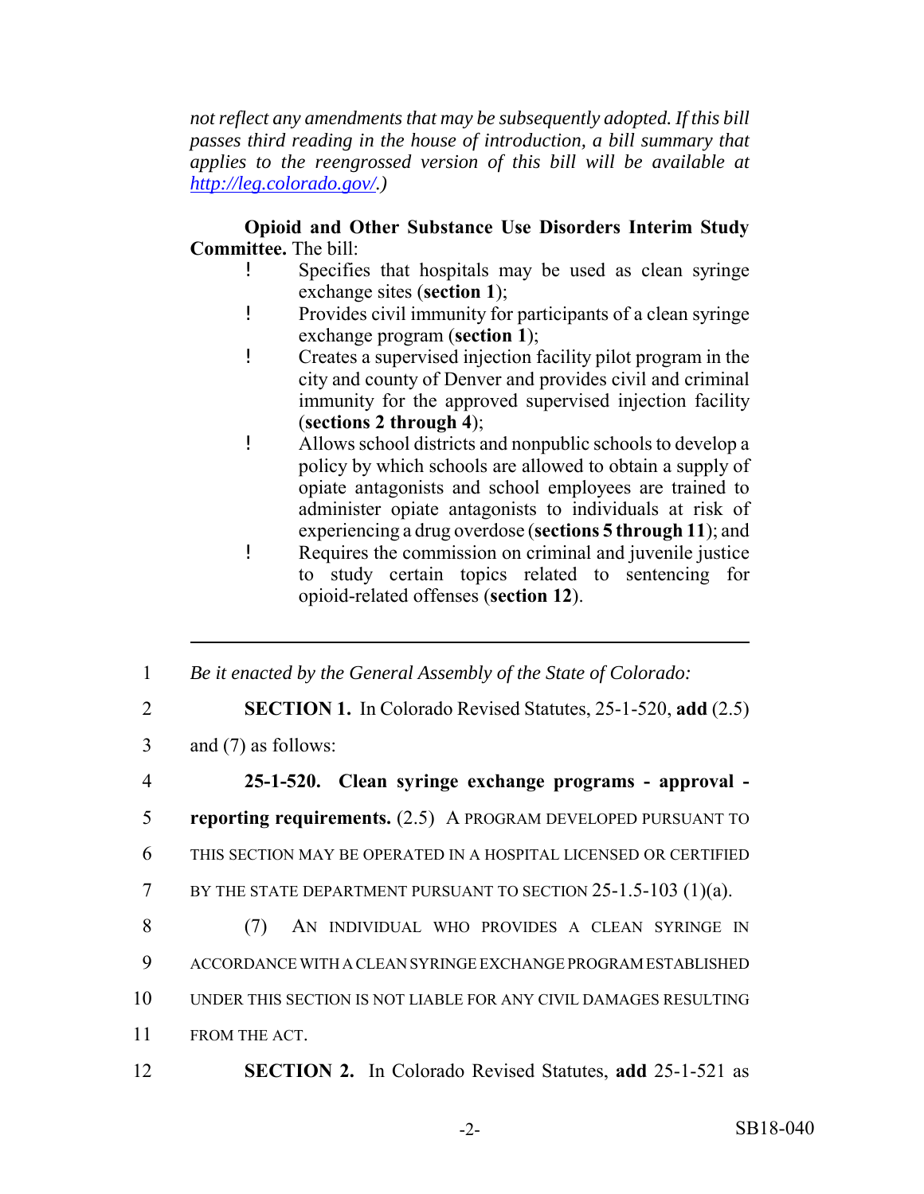*not reflect any amendments that may be subsequently adopted. If this bill passes third reading in the house of introduction, a bill summary that applies to the reengrossed version of this bill will be available at http://leg.colorado.gov/.)*

**Opioid and Other Substance Use Disorders Interim Study Committee.** The bill:

- Specifies that hospitals may be used as clean syringe exchange sites (**section 1**);
- Provides civil immunity for participants of a clean syringe exchange program (**section 1**);
- Creates a supervised injection facility pilot program in the city and county of Denver and provides civil and criminal immunity for the approved supervised injection facility (**sections 2 through 4**);
- Allows school districts and nonpublic schools to develop a policy by which schools are allowed to obtain a supply of opiate antagonists and school employees are trained to administer opiate antagonists to individuals at risk of experiencing a drug overdose (**sections 5 through 11**); and
- Requires the commission on criminal and juvenile justice to study certain topics related to sentencing for opioid-related offenses (**section 12**).

---

1 *Be it enacted by the General Assembly of the State of Colorado:*

2 **SECTION 1.** In Colorado Revised Statutes, 25-1-520, **add** (2.5)
3 and (7) as follows:

4 **25-1-520. Clean syringe exchange programs - approval -**
5 **reporting requirements.** (2.5) A PROGRAM DEVELOPED PURSUANT TO
6 THIS SECTION MAY BE OPERATED IN A HOSPITAL LICENSED OR CERTIFIED
7 BY THE STATE DEPARTMENT PURSUANT TO SECTION 25-1.5-103 (1)(a).

8 (7) AN INDIVIDUAL WHO PROVIDES A CLEAN SYRINGE IN
9 ACCORDANCE WITH A CLEAN SYRINGE EXCHANGE PROGRAM ESTABLISHED
10 UNDER THIS SECTION IS NOT LIABLE FOR ANY CIVIL DAMAGES RESULTING
11 FROM THE ACT.

12 **SECTION 2.** In Colorado Revised Statutes, **add** 25-1-521 as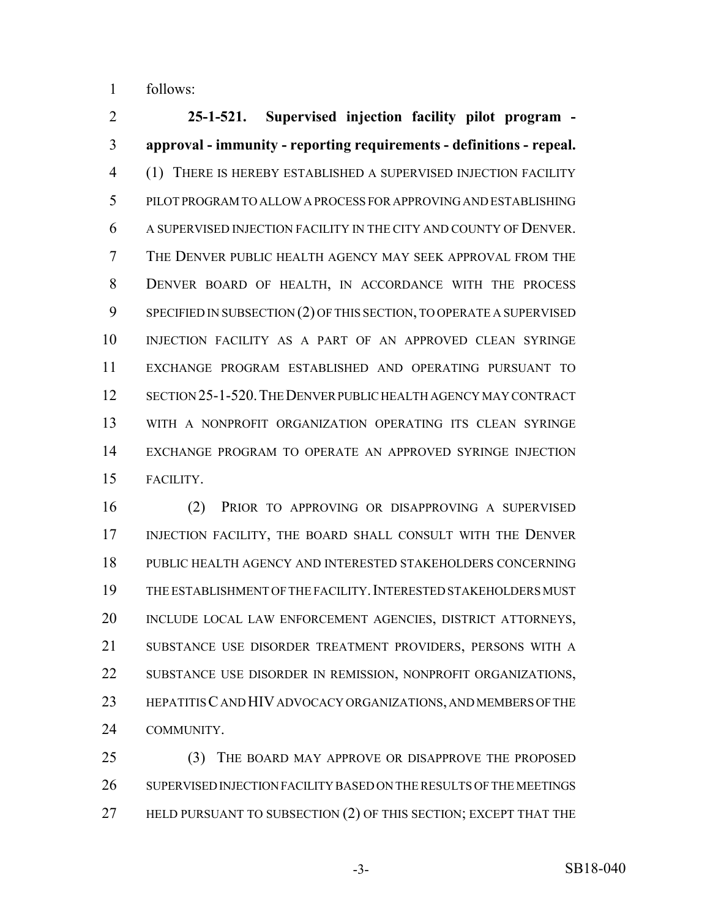follows:

**25-1-521. Supervised injection facility pilot program - approval - immunity - reporting requirements - definitions - repeal.** (1) THERE IS HEREBY ESTABLISHED A SUPERVISED INJECTION FACILITY PILOT PROGRAM TO ALLOW A PROCESS FOR APPROVING AND ESTABLISHING A SUPERVISED INJECTION FACILITY IN THE CITY AND COUNTY OF DENVER. THE DENVER PUBLIC HEALTH AGENCY MAY SEEK APPROVAL FROM THE DENVER BOARD OF HEALTH, IN ACCORDANCE WITH THE PROCESS SPECIFIED IN SUBSECTION (2) OF THIS SECTION, TO OPERATE A SUPERVISED INJECTION FACILITY AS A PART OF AN APPROVED CLEAN SYRINGE EXCHANGE PROGRAM ESTABLISHED AND OPERATING PURSUANT TO SECTION 25-1-520. THE DENVER PUBLIC HEALTH AGENCY MAY CONTRACT WITH A NONPROFIT ORGANIZATION OPERATING ITS CLEAN SYRINGE EXCHANGE PROGRAM TO OPERATE AN APPROVED SYRINGE INJECTION FACILITY.

(2) PRIOR TO APPROVING OR DISAPPROVING A SUPERVISED INJECTION FACILITY, THE BOARD SHALL CONSULT WITH THE DENVER PUBLIC HEALTH AGENCY AND INTERESTED STAKEHOLDERS CONCERNING THE ESTABLISHMENT OF THE FACILITY. INTERESTED STAKEHOLDERS MUST INCLUDE LOCAL LAW ENFORCEMENT AGENCIES, DISTRICT ATTORNEYS, SUBSTANCE USE DISORDER TREATMENT PROVIDERS, PERSONS WITH A SUBSTANCE USE DISORDER IN REMISSION, NONPROFIT ORGANIZATIONS, HEPATITIS C AND HIV ADVOCACY ORGANIZATIONS, AND MEMBERS OF THE COMMUNITY.

(3) THE BOARD MAY APPROVE OR DISAPPROVE THE PROPOSED SUPERVISED INJECTION FACILITY BASED ON THE RESULTS OF THE MEETINGS HELD PURSUANT TO SUBSECTION (2) OF THIS SECTION; EXCEPT THAT THE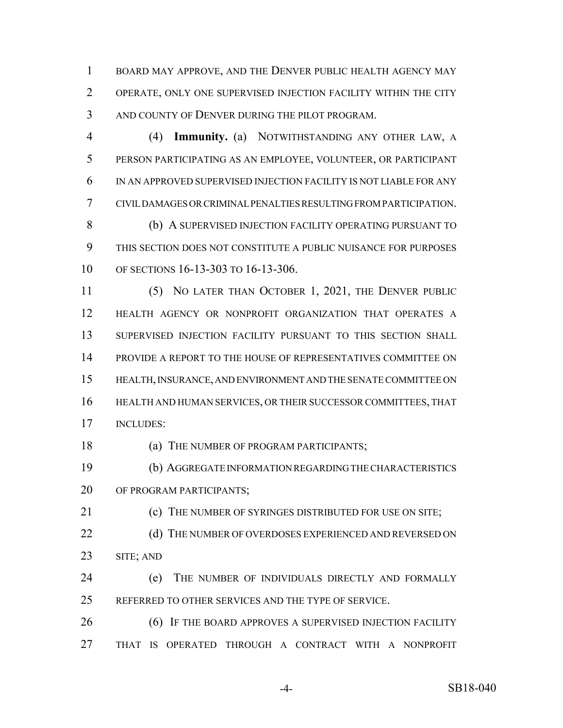BOARD MAY APPROVE, AND THE DENVER PUBLIC HEALTH AGENCY MAY OPERATE, ONLY ONE SUPERVISED INJECTION FACILITY WITHIN THE CITY AND COUNTY OF DENVER DURING THE PILOT PROGRAM.

(4) **Immunity.** (a) NOTWITHSTANDING ANY OTHER LAW, A PERSON PARTICIPATING AS AN EMPLOYEE, VOLUNTEER, OR PARTICIPANT IN AN APPROVED SUPERVISED INJECTION FACILITY IS NOT LIABLE FOR ANY CIVIL DAMAGES OR CRIMINAL PENALTIES RESULTING FROM PARTICIPATION.

(b) A SUPERVISED INJECTION FACILITY OPERATING PURSUANT TO THIS SECTION DOES NOT CONSTITUTE A PUBLIC NUISANCE FOR PURPOSES OF SECTIONS 16-13-303 TO 16-13-306.

(5) NO LATER THAN OCTOBER 1, 2021, THE DENVER PUBLIC HEALTH AGENCY OR NONPROFIT ORGANIZATION THAT OPERATES A SUPERVISED INJECTION FACILITY PURSUANT TO THIS SECTION SHALL PROVIDE A REPORT TO THE HOUSE OF REPRESENTATIVES COMMITTEE ON HEALTH, INSURANCE, AND ENVIRONMENT AND THE SENATE COMMITTEE ON HEALTH AND HUMAN SERVICES, OR THEIR SUCCESSOR COMMITTEES, THAT INCLUDES:

(a) THE NUMBER OF PROGRAM PARTICIPANTS;

(b) AGGREGATE INFORMATION REGARDING THE CHARACTERISTICS OF PROGRAM PARTICIPANTS;

(c) THE NUMBER OF SYRINGES DISTRIBUTED FOR USE ON SITE;

(d) THE NUMBER OF OVERDOSES EXPERIENCED AND REVERSED ON SITE; AND

(e) THE NUMBER OF INDIVIDUALS DIRECTLY AND FORMALLY REFERRED TO OTHER SERVICES AND THE TYPE OF SERVICE.

(6) IF THE BOARD APPROVES A SUPERVISED INJECTION FACILITY THAT IS OPERATED THROUGH A CONTRACT WITH A NONPROFIT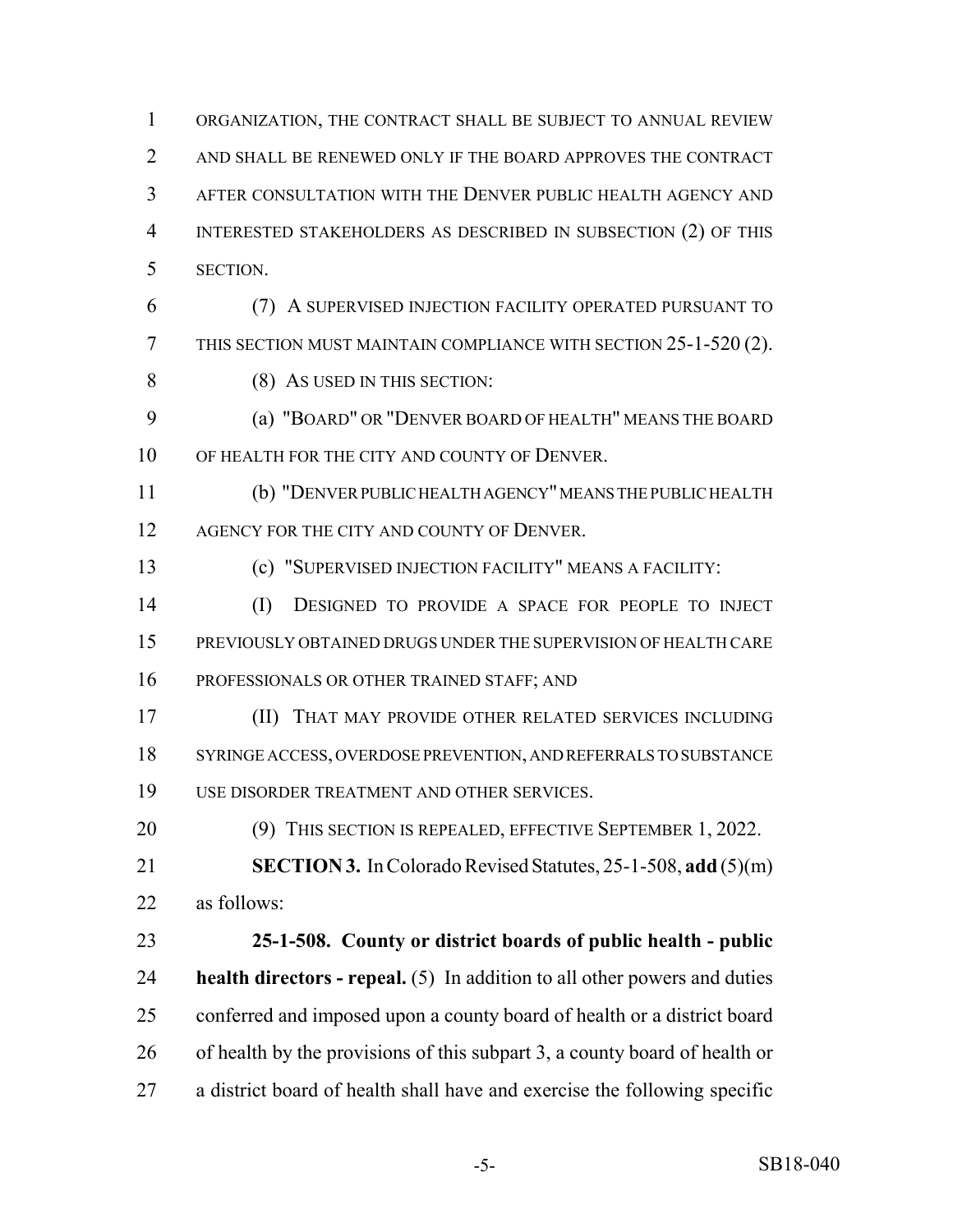ORGANIZATION, THE CONTRACT SHALL BE SUBJECT TO ANNUAL REVIEW AND SHALL BE RENEWED ONLY IF THE BOARD APPROVES THE CONTRACT AFTER CONSULTATION WITH THE DENVER PUBLIC HEALTH AGENCY AND INTERESTED STAKEHOLDERS AS DESCRIBED IN SUBSECTION (2) OF THIS SECTION.

(7) A SUPERVISED INJECTION FACILITY OPERATED PURSUANT TO THIS SECTION MUST MAINTAIN COMPLIANCE WITH SECTION 25-1-520 (2).

(8) AS USED IN THIS SECTION:

(a) "BOARD" OR "DENVER BOARD OF HEALTH" MEANS THE BOARD OF HEALTH FOR THE CITY AND COUNTY OF DENVER.

(b) "DENVER PUBLIC HEALTH AGENCY" MEANS THE PUBLIC HEALTH AGENCY FOR THE CITY AND COUNTY OF DENVER.

(c) "SUPERVISED INJECTION FACILITY" MEANS A FACILITY:

(I) DESIGNED TO PROVIDE A SPACE FOR PEOPLE TO INJECT PREVIOUSLY OBTAINED DRUGS UNDER THE SUPERVISION OF HEALTH CARE PROFESSIONALS OR OTHER TRAINED STAFF; AND

(II) THAT MAY PROVIDE OTHER RELATED SERVICES INCLUDING SYRINGE ACCESS, OVERDOSE PREVENTION, AND REFERRALS TO SUBSTANCE USE DISORDER TREATMENT AND OTHER SERVICES.

(9) THIS SECTION IS REPEALED, EFFECTIVE SEPTEMBER 1, 2022.

**SECTION 3.** In Colorado Revised Statutes, 25-1-508, **add** (5)(m) as follows:

**25-1-508. County or district boards of public health - public health directors - repeal.** (5) In addition to all other powers and duties conferred and imposed upon a county board of health or a district board of health by the provisions of this subpart 3, a county board of health or a district board of health shall have and exercise the following specific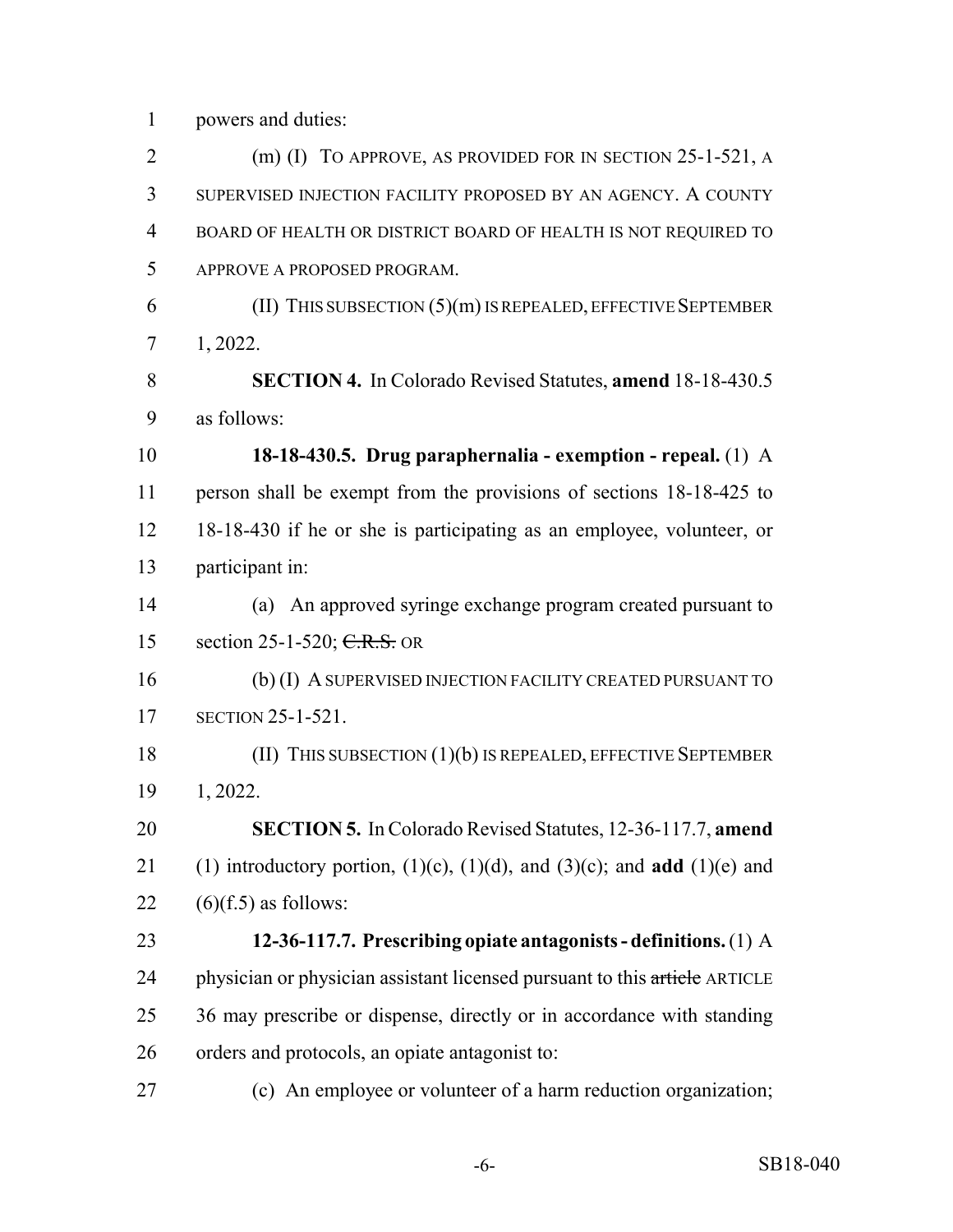powers and duties:

(m) (I) TO APPROVE, AS PROVIDED FOR IN SECTION 25-1-521, A SUPERVISED INJECTION FACILITY PROPOSED BY AN AGENCY. A COUNTY BOARD OF HEALTH OR DISTRICT BOARD OF HEALTH IS NOT REQUIRED TO APPROVE A PROPOSED PROGRAM.

(II) THIS SUBSECTION (5)(m) IS REPEALED, EFFECTIVE SEPTEMBER 1, 2022.

**SECTION 4.** In Colorado Revised Statutes, **amend** 18-18-430.5 as follows:

**18-18-430.5. Drug paraphernalia - exemption - repeal.** (1) A person shall be exempt from the provisions of sections 18-18-425 to 18-18-430 if he or she is participating as an employee, volunteer, or participant in:

(a) An approved syringe exchange program created pursuant to section 25-1-520; ~~C.R.S.~~ OR

(b) (I) A SUPERVISED INJECTION FACILITY CREATED PURSUANT TO SECTION 25-1-521.

(II) THIS SUBSECTION (1)(b) IS REPEALED, EFFECTIVE SEPTEMBER 1, 2022.

**SECTION 5.** In Colorado Revised Statutes, 12-36-117.7, **amend** (1) introductory portion, (1)(c), (1)(d), and (3)(c); and **add** (1)(e) and (6)(f.5) as follows:

**12-36-117.7. Prescribing opiate antagonists - definitions.** (1) A physician or physician assistant licensed pursuant to this ~~article~~ ARTICLE 36 may prescribe or dispense, directly or in accordance with standing orders and protocols, an opiate antagonist to:

(c) An employee or volunteer of a harm reduction organization;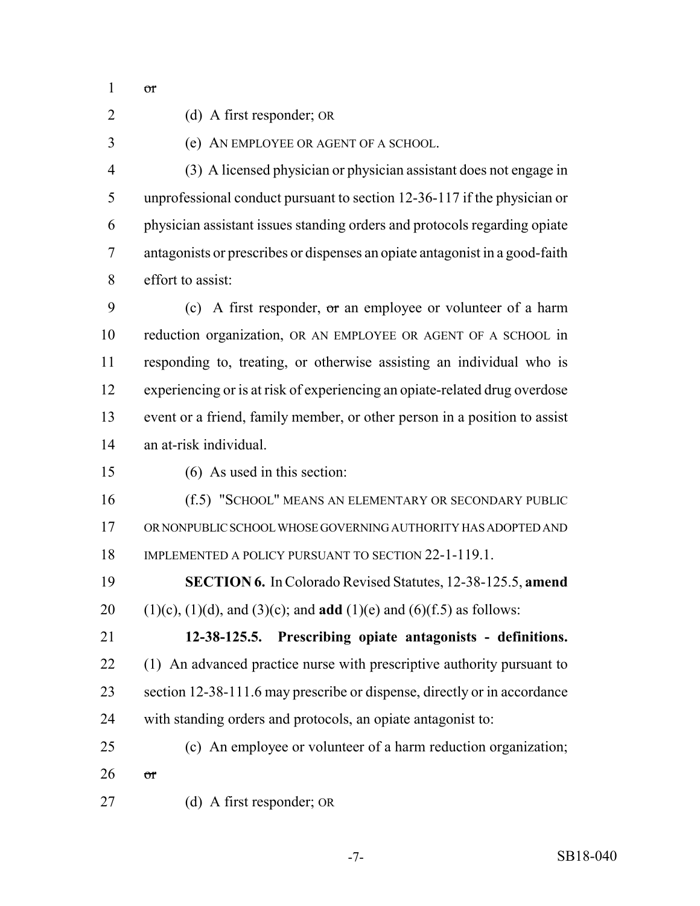~~or~~

(d) A first responder; OR

(e) AN EMPLOYEE OR AGENT OF A SCHOOL.

(3) A licensed physician or physician assistant does not engage in unprofessional conduct pursuant to section 12-36-117 if the physician or physician assistant issues standing orders and protocols regarding opiate antagonists or prescribes or dispenses an opiate antagonist in a good-faith effort to assist:

(c) A first responder, ~~or~~ an employee or volunteer of a harm reduction organization, OR AN EMPLOYEE OR AGENT OF A SCHOOL in responding to, treating, or otherwise assisting an individual who is experiencing or is at risk of experiencing an opiate-related drug overdose event or a friend, family member, or other person in a position to assist an at-risk individual.

(6) As used in this section:

(f.5) "SCHOOL" MEANS AN ELEMENTARY OR SECONDARY PUBLIC OR NONPUBLIC SCHOOL WHOSE GOVERNING AUTHORITY HAS ADOPTED AND IMPLEMENTED A POLICY PURSUANT TO SECTION 22-1-119.1.

**SECTION 6.** In Colorado Revised Statutes, 12-38-125.5, **amend** (1)(c), (1)(d), and (3)(c); and **add** (1)(e) and (6)(f.5) as follows:

**12-38-125.5. Prescribing opiate antagonists - definitions.** (1) An advanced practice nurse with prescriptive authority pursuant to section 12-38-111.6 may prescribe or dispense, directly or in accordance with standing orders and protocols, an opiate antagonist to:

(c) An employee or volunteer of a harm reduction organization; ~~or~~

(d) A first responder; OR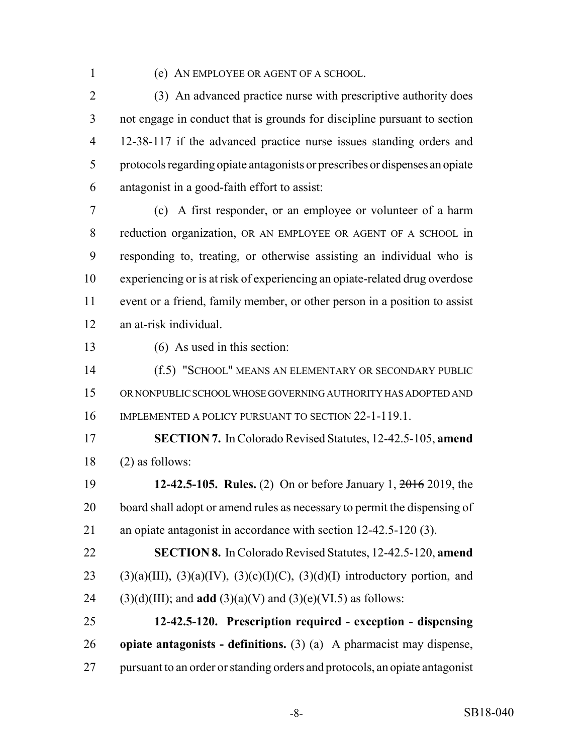(e) AN EMPLOYEE OR AGENT OF A SCHOOL.

(3) An advanced practice nurse with prescriptive authority does not engage in conduct that is grounds for discipline pursuant to section 12-38-117 if the advanced practice nurse issues standing orders and protocols regarding opiate antagonists or prescribes or dispenses an opiate antagonist in a good-faith effort to assist:

(c) A first responder, ~~or~~ an employee or volunteer of a harm reduction organization, OR AN EMPLOYEE OR AGENT OF A SCHOOL in responding to, treating, or otherwise assisting an individual who is experiencing or is at risk of experiencing an opiate-related drug overdose event or a friend, family member, or other person in a position to assist an at-risk individual.

(6) As used in this section:

(f.5) "SCHOOL" MEANS AN ELEMENTARY OR SECONDARY PUBLIC OR NONPUBLIC SCHOOL WHOSE GOVERNING AUTHORITY HAS ADOPTED AND IMPLEMENTED A POLICY PURSUANT TO SECTION 22-1-119.1.

**SECTION 7.** In Colorado Revised Statutes, 12-42.5-105, **amend** (2) as follows:

**12-42.5-105. Rules.** (2) On or before January 1, ~~2016~~ 2019, the board shall adopt or amend rules as necessary to permit the dispensing of an opiate antagonist in accordance with section 12-42.5-120 (3).

**SECTION 8.** In Colorado Revised Statutes, 12-42.5-120, **amend** (3)(a)(III), (3)(a)(IV), (3)(c)(I)(C), (3)(d)(I) introductory portion, and (3)(d)(III); and **add** (3)(a)(V) and (3)(e)(VI.5) as follows:

**12-42.5-120. Prescription required - exception - dispensing opiate antagonists - definitions.** (3) (a) A pharmacist may dispense, pursuant to an order or standing orders and protocols, an opiate antagonist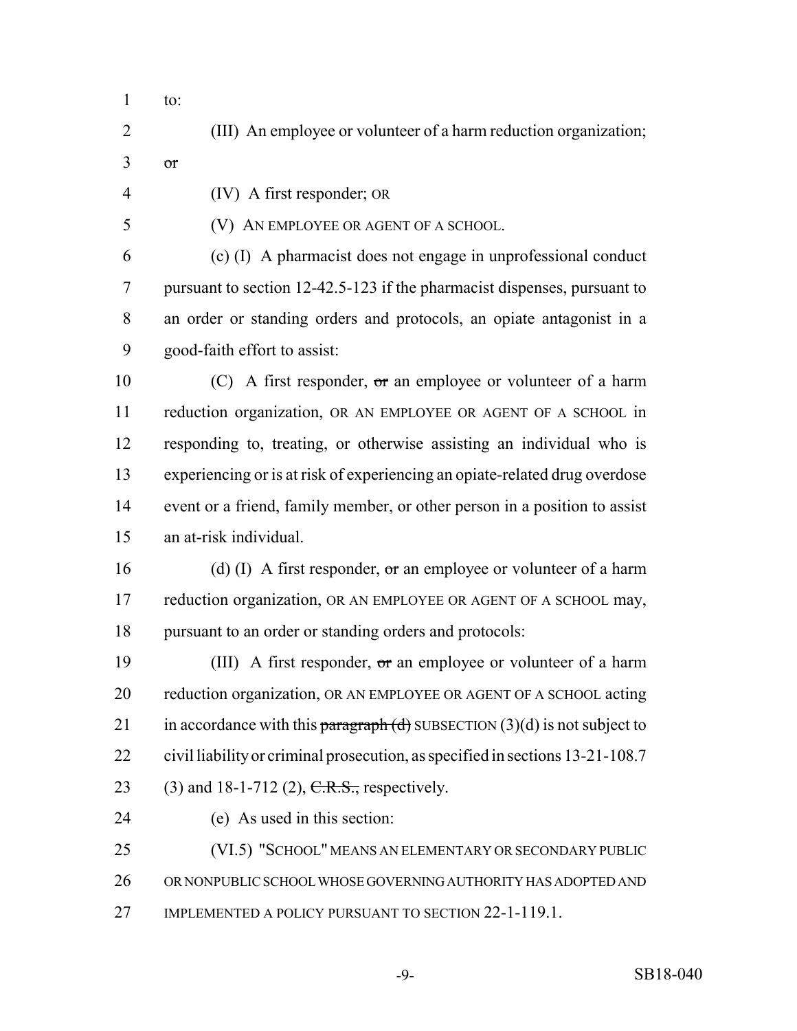to:

(III) An employee or volunteer of a harm reduction organization; ~~or~~

(IV) A first responder; OR

(V) AN EMPLOYEE OR AGENT OF A SCHOOL.

(c) (I) A pharmacist does not engage in unprofessional conduct pursuant to section 12-42.5-123 if the pharmacist dispenses, pursuant to an order or standing orders and protocols, an opiate antagonist in a good-faith effort to assist:

(C) A first responder, ~~or~~ an employee or volunteer of a harm reduction organization, OR AN EMPLOYEE OR AGENT OF A SCHOOL in responding to, treating, or otherwise assisting an individual who is experiencing or is at risk of experiencing an opiate-related drug overdose event or a friend, family member, or other person in a position to assist an at-risk individual.

(d) (I) A first responder, ~~or~~ an employee or volunteer of a harm reduction organization, OR AN EMPLOYEE OR AGENT OF A SCHOOL may, pursuant to an order or standing orders and protocols:

(III) A first responder, ~~or~~ an employee or volunteer of a harm reduction organization, OR AN EMPLOYEE OR AGENT OF A SCHOOL acting in accordance with this ~~paragraph (d)~~ SUBSECTION (3)(d) is not subject to civil liability or criminal prosecution, as specified in sections 13-21-108.7 (3) and 18-1-712 (2), ~~C.R.S.,~~ respectively.

(e) As used in this section:

(VI.5) "SCHOOL" MEANS AN ELEMENTARY OR SECONDARY PUBLIC OR NONPUBLIC SCHOOL WHOSE GOVERNING AUTHORITY HAS ADOPTED AND IMPLEMENTED A POLICY PURSUANT TO SECTION 22-1-119.1.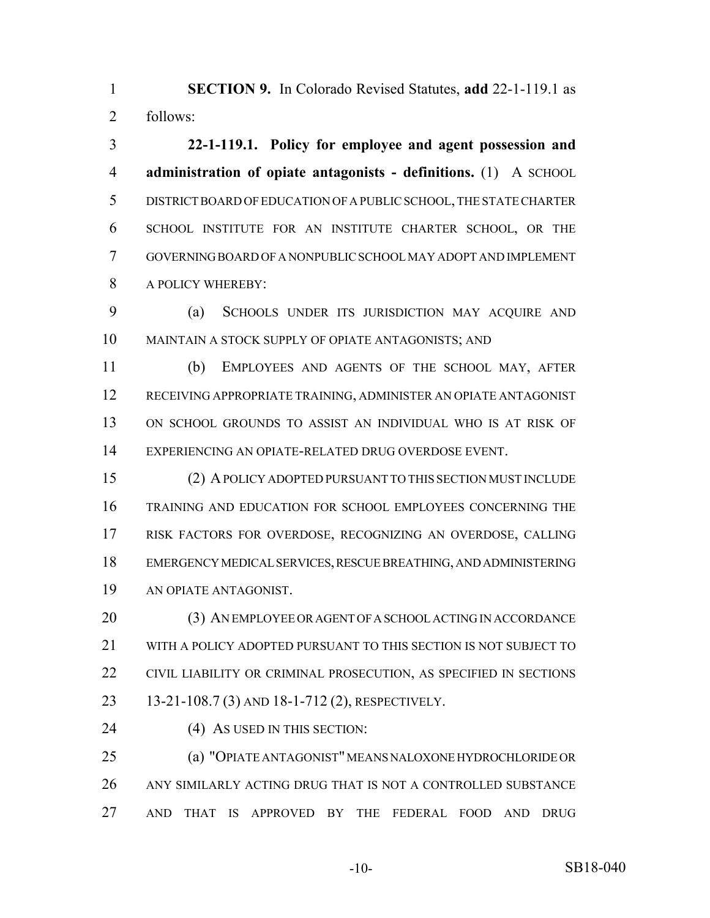**SECTION 9.** In Colorado Revised Statutes, **add** 22-1-119.1 as follows:

**22-1-119.1. Policy for employee and agent possession and administration of opiate antagonists - definitions.** (1) A SCHOOL DISTRICT BOARD OF EDUCATION OF A PUBLIC SCHOOL, THE STATE CHARTER SCHOOL INSTITUTE FOR AN INSTITUTE CHARTER SCHOOL, OR THE GOVERNING BOARD OF A NONPUBLIC SCHOOL MAY ADOPT AND IMPLEMENT A POLICY WHEREBY:

(a) SCHOOLS UNDER ITS JURISDICTION MAY ACQUIRE AND MAINTAIN A STOCK SUPPLY OF OPIATE ANTAGONISTS; AND

(b) EMPLOYEES AND AGENTS OF THE SCHOOL MAY, AFTER RECEIVING APPROPRIATE TRAINING, ADMINISTER AN OPIATE ANTAGONIST ON SCHOOL GROUNDS TO ASSIST AN INDIVIDUAL WHO IS AT RISK OF EXPERIENCING AN OPIATE-RELATED DRUG OVERDOSE EVENT.

(2) A POLICY ADOPTED PURSUANT TO THIS SECTION MUST INCLUDE TRAINING AND EDUCATION FOR SCHOOL EMPLOYEES CONCERNING THE RISK FACTORS FOR OVERDOSE, RECOGNIZING AN OVERDOSE, CALLING EMERGENCY MEDICAL SERVICES, RESCUE BREATHING, AND ADMINISTERING AN OPIATE ANTAGONIST.

(3) AN EMPLOYEE OR AGENT OF A SCHOOL ACTING IN ACCORDANCE WITH A POLICY ADOPTED PURSUANT TO THIS SECTION IS NOT SUBJECT TO CIVIL LIABILITY OR CRIMINAL PROSECUTION, AS SPECIFIED IN SECTIONS 13-21-108.7 (3) AND 18-1-712 (2), RESPECTIVELY.

(4) AS USED IN THIS SECTION:

(a) "OPIATE ANTAGONIST" MEANS NALOXONE HYDROCHLORIDE OR ANY SIMILARLY ACTING DRUG THAT IS NOT A CONTROLLED SUBSTANCE AND THAT IS APPROVED BY THE FEDERAL FOOD AND DRUG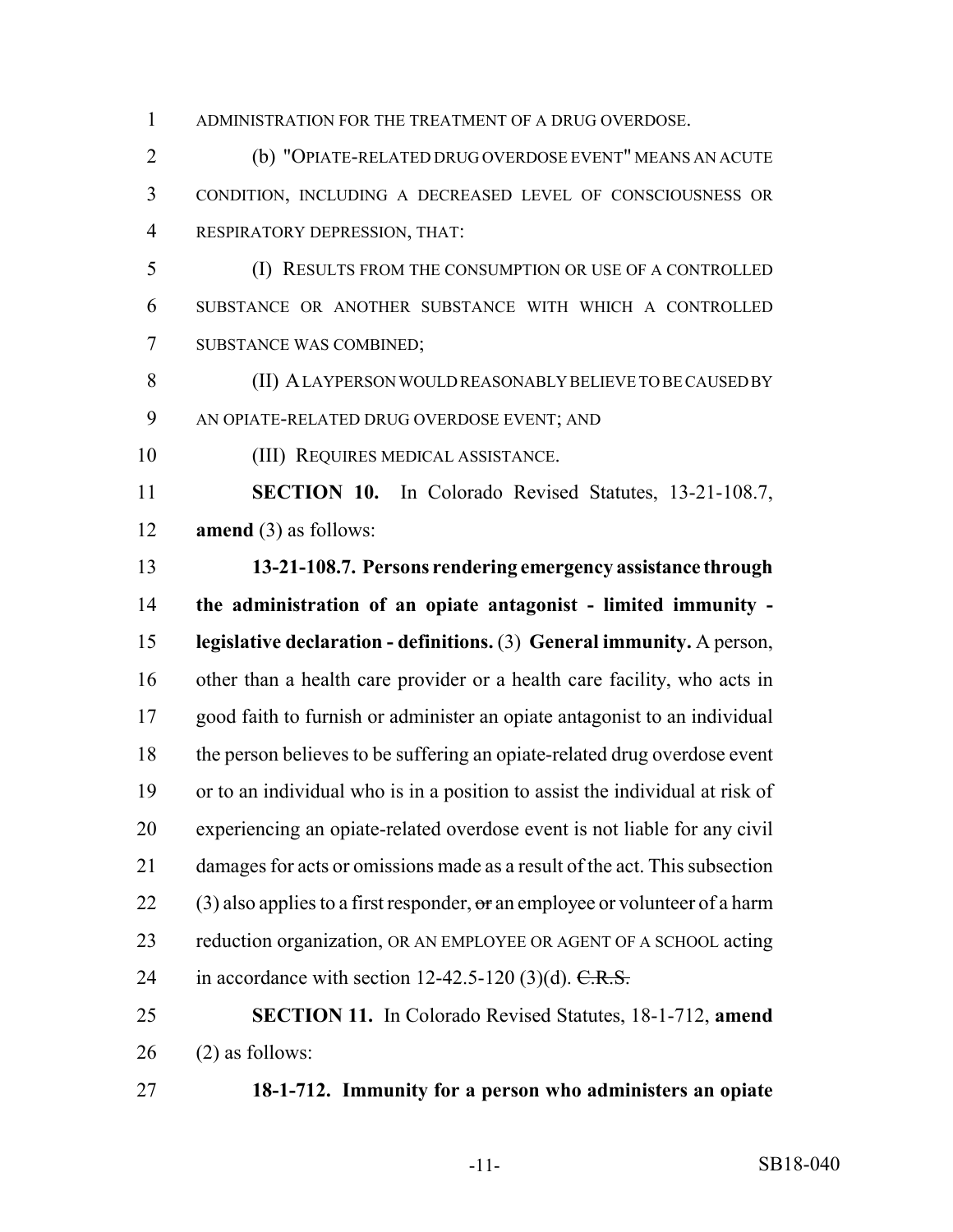ADMINISTRATION FOR THE TREATMENT OF A DRUG OVERDOSE.

(b) "OPIATE-RELATED DRUG OVERDOSE EVENT" MEANS AN ACUTE CONDITION, INCLUDING A DECREASED LEVEL OF CONSCIOUSNESS OR RESPIRATORY DEPRESSION, THAT:

(I) RESULTS FROM THE CONSUMPTION OR USE OF A CONTROLLED SUBSTANCE OR ANOTHER SUBSTANCE WITH WHICH A CONTROLLED SUBSTANCE WAS COMBINED;

(II) A LAYPERSON WOULD REASONABLY BELIEVE TO BE CAUSED BY AN OPIATE-RELATED DRUG OVERDOSE EVENT; AND

(III) REQUIRES MEDICAL ASSISTANCE.

**SECTION 10.** In Colorado Revised Statutes, 13-21-108.7, **amend** (3) as follows:

**13-21-108.7. Persons rendering emergency assistance through the administration of an opiate antagonist - limited immunity - legislative declaration - definitions.** (3) **General immunity.** A person, other than a health care provider or a health care facility, who acts in good faith to furnish or administer an opiate antagonist to an individual the person believes to be suffering an opiate-related drug overdose event or to an individual who is in a position to assist the individual at risk of experiencing an opiate-related overdose event is not liable for any civil damages for acts or omissions made as a result of the act. This subsection (3) also applies to a first responder, ~~or~~ an employee or volunteer of a harm reduction organization, OR AN EMPLOYEE OR AGENT OF A SCHOOL acting in accordance with section 12-42.5-120 (3)(d). ~~C.R.S.~~

**SECTION 11.** In Colorado Revised Statutes, 18-1-712, **amend** (2) as follows:

**18-1-712. Immunity for a person who administers an opiate**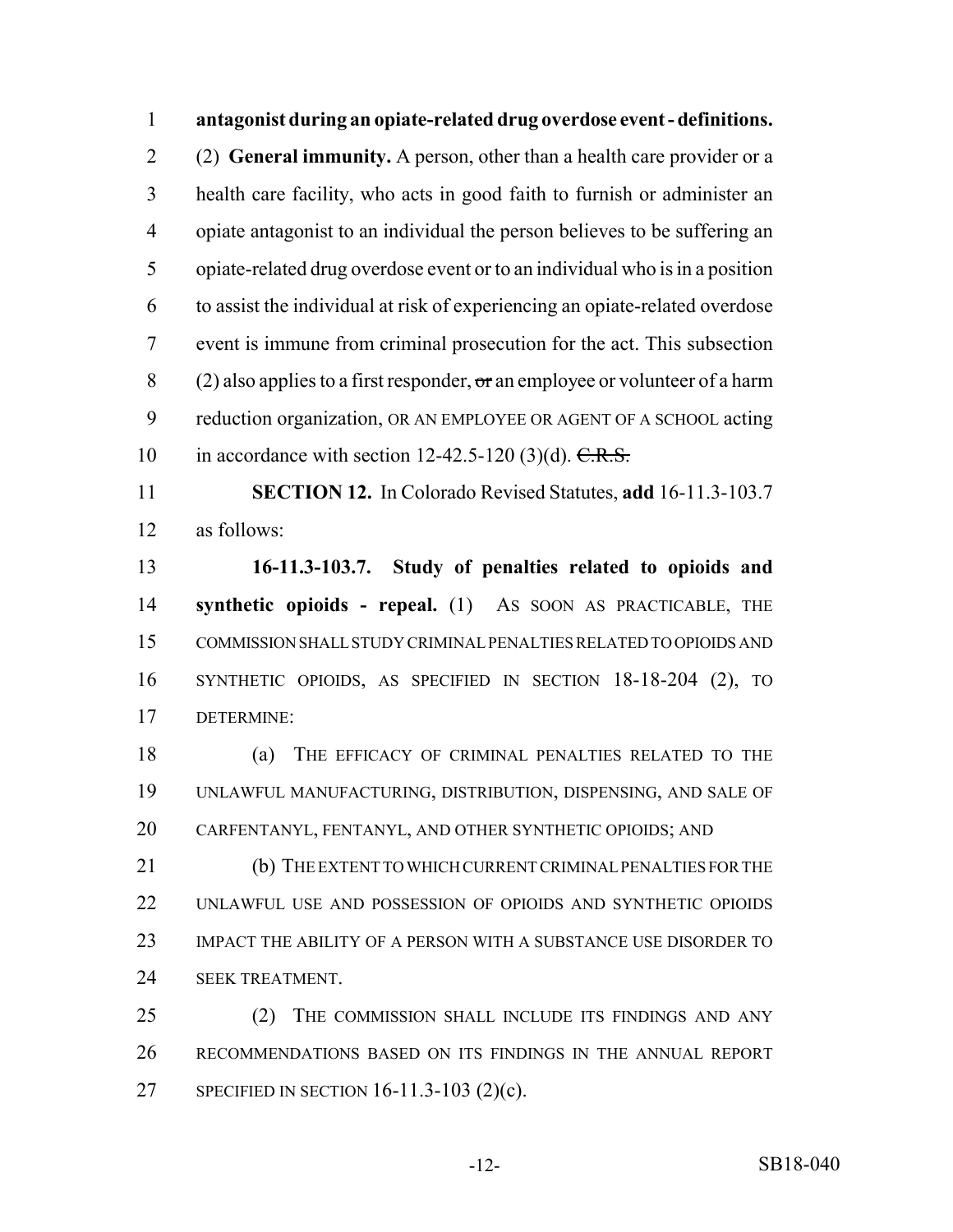**antagonist during an opiate-related drug overdose event - definitions.**

(2) **General immunity.** A person, other than a health care provider or a health care facility, who acts in good faith to furnish or administer an opiate antagonist to an individual the person believes to be suffering an opiate-related drug overdose event or to an individual who is in a position to assist the individual at risk of experiencing an opiate-related overdose event is immune from criminal prosecution for the act. This subsection (2) also applies to a first responder, ~~or~~ an employee or volunteer of a harm reduction organization, OR AN EMPLOYEE OR AGENT OF A SCHOOL acting in accordance with section 12-42.5-120 (3)(d). ~~C.R.S.~~

**SECTION 12.** In Colorado Revised Statutes, **add** 16-11.3-103.7 as follows:

**16-11.3-103.7. Study of penalties related to opioids and synthetic opioids - repeal.** (1) AS SOON AS PRACTICABLE, THE COMMISSION SHALL STUDY CRIMINAL PENALTIES RELATED TO OPIOIDS AND SYNTHETIC OPIOIDS, AS SPECIFIED IN SECTION 18-18-204 (2), TO DETERMINE:

(a) THE EFFICACY OF CRIMINAL PENALTIES RELATED TO THE UNLAWFUL MANUFACTURING, DISTRIBUTION, DISPENSING, AND SALE OF CARFENTANYL, FENTANYL, AND OTHER SYNTHETIC OPIOIDS; AND

(b) THE EXTENT TO WHICH CURRENT CRIMINAL PENALTIES FOR THE UNLAWFUL USE AND POSSESSION OF OPIOIDS AND SYNTHETIC OPIOIDS IMPACT THE ABILITY OF A PERSON WITH A SUBSTANCE USE DISORDER TO SEEK TREATMENT.

(2) THE COMMISSION SHALL INCLUDE ITS FINDINGS AND ANY RECOMMENDATIONS BASED ON ITS FINDINGS IN THE ANNUAL REPORT SPECIFIED IN SECTION 16-11.3-103 (2)(c).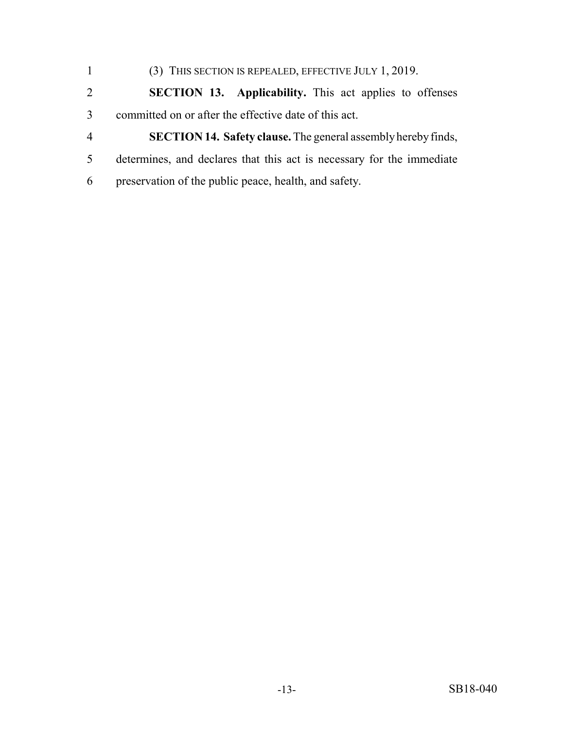(3) THIS SECTION IS REPEALED, EFFECTIVE JULY 1, 2019.

**SECTION 13. Applicability.** This act applies to offenses committed on or after the effective date of this act.

**SECTION 14. Safety clause.** The general assembly hereby finds, determines, and declares that this act is necessary for the immediate preservation of the public peace, health, and safety.